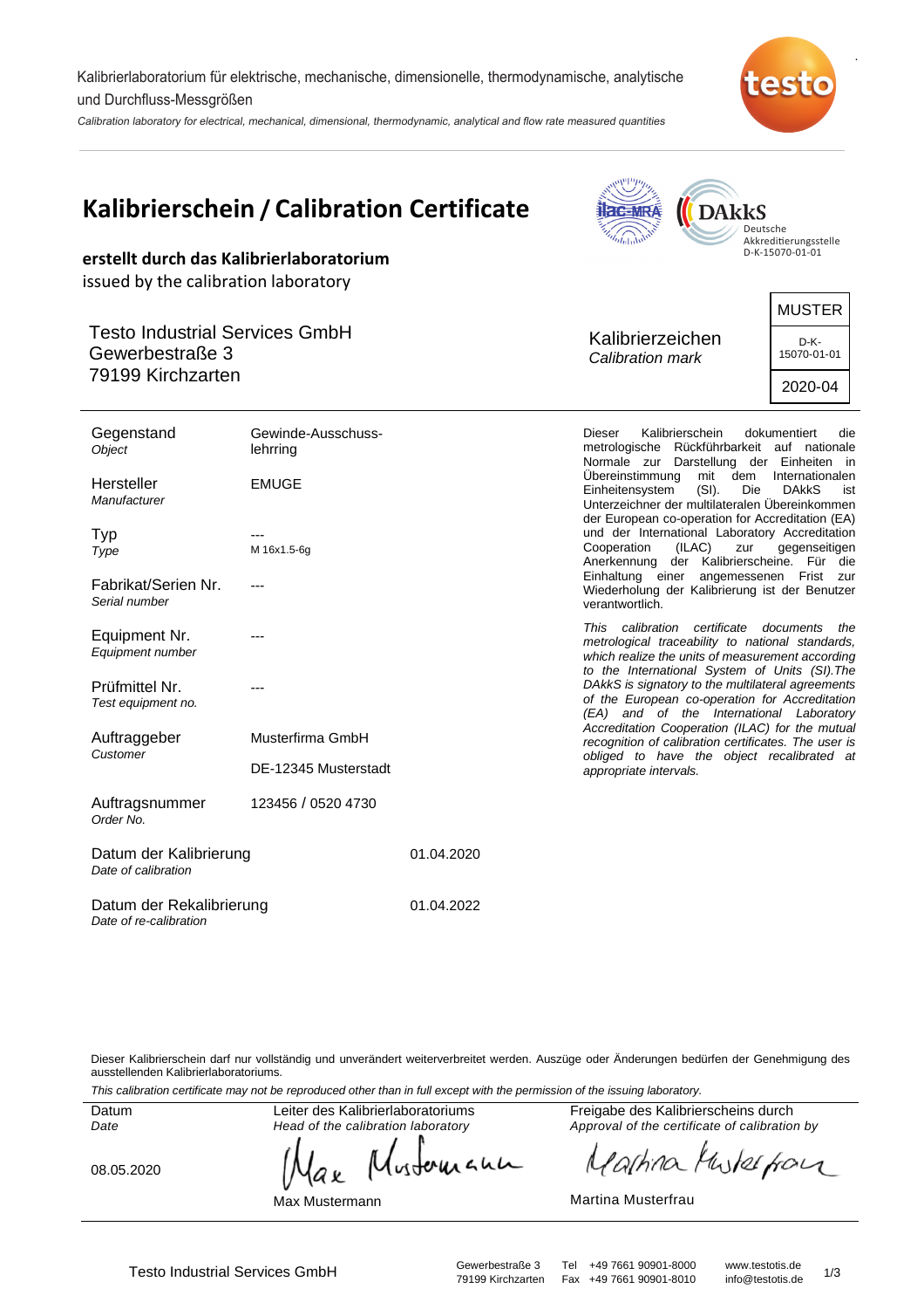Kalibrierlaboratorium für elektrische, mechanische, dimensionelle, thermodynamische, analytische und Durchfluss-Messgrößen

*Calibration laboratory for electrical, mechanical, dimensional, thermodynamic, analytical and flow rate measured quantities*

# Kalibrierschein / Calibration Certificate

**erstellt durch das Kalibrierlaboratorium**

issued by the calibration laboratory

Deutsche Akkreditierungsstelle D-K-15070-01-01

Testo Industrial Services GmbH
Gewerbestraße 3
79199 Kirchzarten

| Kalibrierzeichen *Calibration mark* | MUSTER |
|---|---|
| | D-K-15070-01-01 |
| | 2020-04 |

| | |
|---|---|
| Gegenstand *Object* | Gewinde-Ausschuss-lehrring |
| Hersteller *Manufacturer* | EMUGE |
| Typ *Type* | --- M 16x1.5-6g |
| Fabrikat/Serien Nr. *Serial number* | --- |
| Equipment Nr. *Equipment number* | --- |
| Prüfmittel Nr. *Test equipment no.* | --- |
| Auftraggeber *Customer* | Musterfirma GmbH DE-12345 Musterstadt |
| Auftragsnummer *Order No.* | 123456 / 0520 4730 |
| Datum der Kalibrierung *Date of calibration* | 01.04.2020 |
| Datum der Rekalibrierung *Date of re-calibration* | 01.04.2022 |

Dieser Kalibrierschein dokumentiert die metrologische Rückführbarkeit auf nationale Normale zur Darstellung der Einheiten in Übereinstimmung mit dem Internationalen Einheitensystem (SI). Die DAkkS ist Unterzeichner der multilateralen Übereinkommen der European co-operation for Accreditation (EA) und der International Laboratory Accreditation Cooperation (ILAC) zur gegenseitigen Anerkennung der Kalibrierscheine. Für die Einhaltung einer angemessenen Frist zur Wiederholung der Kalibrierung ist der Benutzer verantwortlich.

*This calibration certificate documents the metrological traceability to national standards, which realize the units of measurement according to the International System of Units (SI).The DAkkS is signatory to the multilateral agreements of the European co-operation for Accreditation (EA) and of the International Laboratory Accreditation Cooperation (ILAC) for the mutual recognition of calibration certificates. The user is obliged to have the object recalibrated at appropriate intervals.*

Dieser Kalibrierschein darf nur vollständig und unverändert weiterverbreitet werden. Auszüge oder Änderungen bedürfen der Genehmigung des ausstellenden Kalibrierlaboratoriums.

*This calibration certificate may not be reproduced other than in full except with the permission of the issuing laboratory.*

| Datum *Date* | Leiter des Kalibrierlaboratoriums *Head of the calibration laboratory* | Freigabe des Kalibrierscheins durch *Approval of the certificate of calibration by* |
|---|---|---|
| 08.05.2020 | Max Mustermann | Martina Musterfrau |

Testo Industrial Services GmbH · Gewerbestraße 3, 79199 Kirchzarten · Tel +49 7661 90901-8000 · Fax +49 7661 90901-8010 · www.testotis.de · info@testotis.de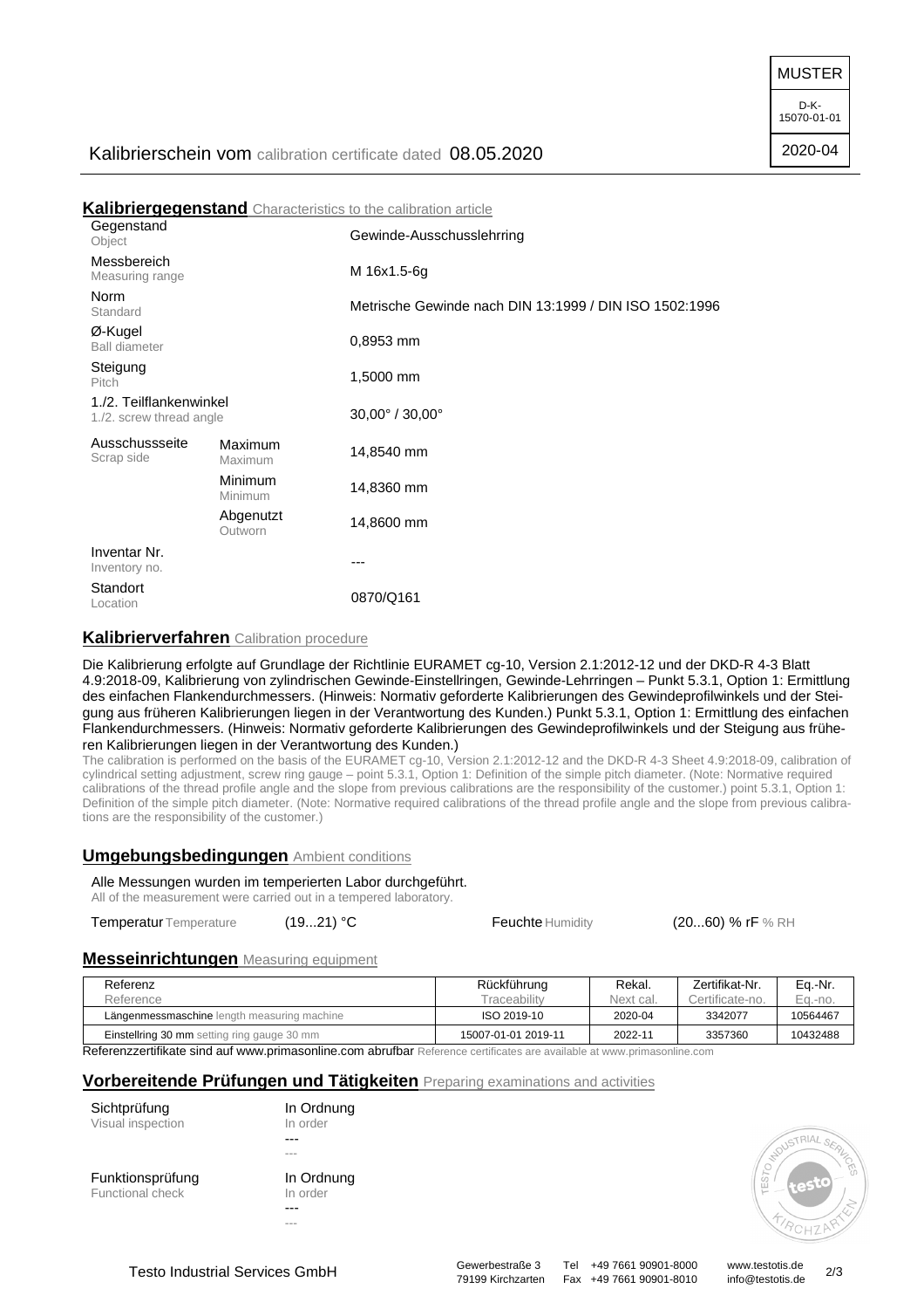MUSTER

D-K-15070-01-01

2020-04

Kalibrierschein vom calibration certificate dated 08.05.2020

## Kalibriergegenstand Characteristics to the calibration article

| | | |
|---|---|---|
| Gegenstand Object | | Gewinde-Ausschusslehrring |
| Messbereich Measuring range | | M 16x1.5-6g |
| Norm Standard | | Metrische Gewinde nach DIN 13:1999 / DIN ISO 1502:1996 |
| Ø-Kugel Ball diameter | | 0,8953 mm |
| Steigung Pitch | | 1,5000 mm |
| 1./2. Teilflankenwinkel 1./2. screw thread angle | | 30,00° / 30,00° |
| Ausschussseite Scrap side | Maximum Maximum | 14,8540 mm |
| | Minimum Minimum | 14,8360 mm |
| | Abgenutzt Outworn | 14,8600 mm |
| Inventar Nr. Inventory no. | | --- |
| Standort Location | | 0870/Q161 |

## Kalibrierverfahren Calibration procedure

Die Kalibrierung erfolgte auf Grundlage der Richtlinie EURAMET cg-10, Version 2.1:2012-12 und der DKD-R 4-3 Blatt 4.9:2018-09, Kalibrierung von zylindrischen Gewinde-Einstellringen, Gewinde-Lehrringen – Punkt 5.3.1, Option 1: Ermittlung des einfachen Flankendurchmessers. (Hinweis: Normativ geforderte Kalibrierungen des Gewindeprofilwinkels und der Steigung aus früheren Kalibrierungen liegen in der Verantwortung des Kunden.) Punkt 5.3.1, Option 1: Ermittlung des einfachen Flankendurchmessers. (Hinweis: Normativ geforderte Kalibrierungen des Gewindeprofilwinkels und der Steigung aus früheren Kalibrierungen liegen in der Verantwortung des Kunden.)

The calibration is performed on the basis of the EURAMET cg-10, Version 2.1:2012-12 and the DKD-R 4-3 Sheet 4.9:2018-09, calibration of cylindrical setting adjustment, screw ring gauge – point 5.3.1, Option 1: Definition of the simple pitch diameter. (Note: Normative required calibrations of the thread profile angle and the slope from previous calibrations are the responsibility of the customer.) point 5.3.1, Option 1: Definition of the simple pitch diameter. (Note: Normative required calibrations of the thread profile angle and the slope from previous calibrations are the responsibility of the customer.)

## Umgebungsbedingungen Ambient conditions

Alle Messungen wurden im temperierten Labor durchgeführt.
All of the measurement were carried out in a tempered laboratory.

Temperatur Temperature (19...21) °C    Feuchte Humidity (20...60) % rF % RH

## Messeinrichtungen Measuring equipment

| Referenz Reference | Rückführung Traceability | Rekal. Next cal. | Zertifikat-Nr. Certificate-no. | Eq.-Nr. Eq.-no. |
|---|---|---|---|---|
| Längenmessmaschine length measuring machine | ISO 2019-10 | 2020-04 | 3342077 | 10564467 |
| Einstellring 30 mm setting ring gauge 30 mm | 15007-01-01 2019-11 | 2022-11 | 3357360 | 10432488 |

Referenzzertifikate sind auf www.primasonline.com abrufbar Reference certificates are available at www.primasonline.com

## Vorbereitende Prüfungen und Tätigkeiten Preparing examinations and activities

| | |
|---|---|
| Sichtprüfung Visual inspection | In Ordnung In order --- --- |
| Funktionsprüfung Functional check | In Ordnung In order --- --- |

Testo Industrial Services GmbH
Gewerbestraße 3, 79199 Kirchzarten
Tel +49 7661 90901-8000
Fax +49 7661 90901-8010
www.testotis.de
info@testotis.de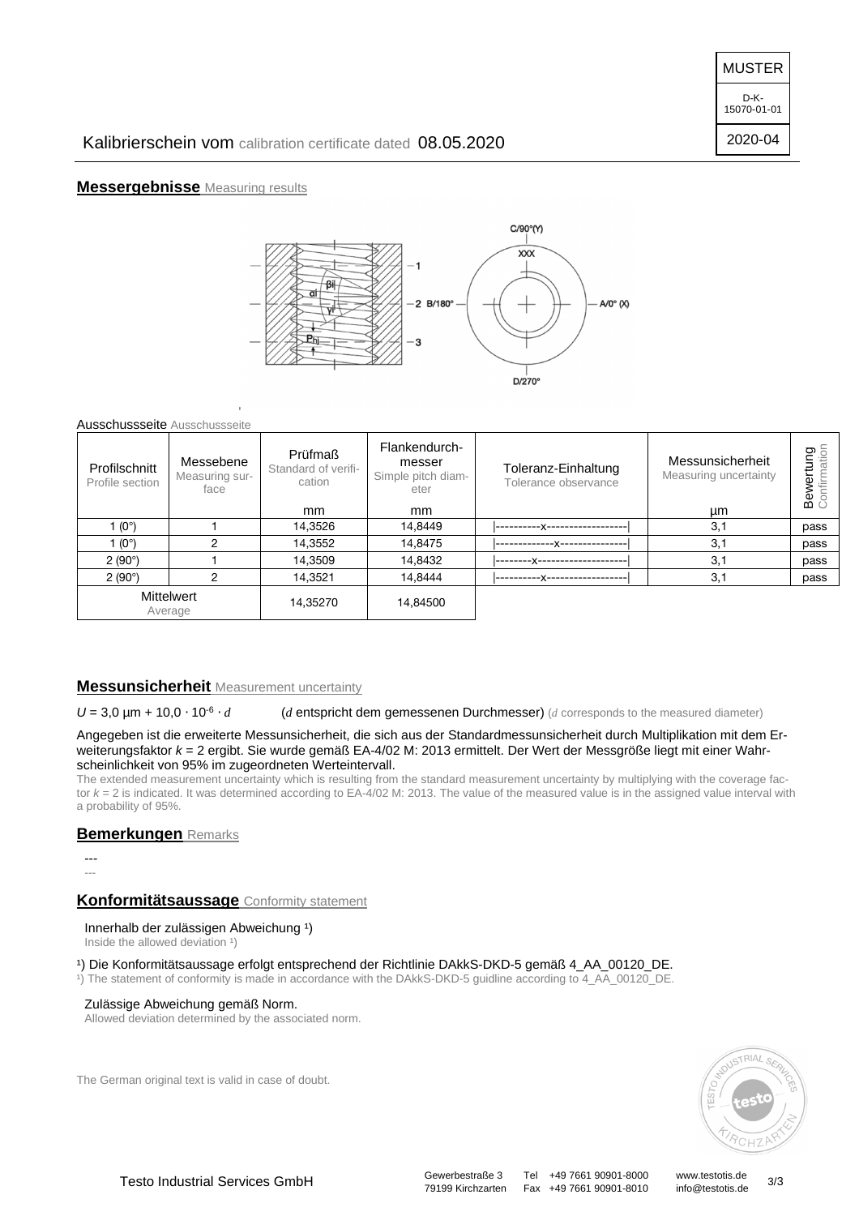MUSTER

D-K-15070-01-01

2020-04

Kalibrierschein vom calibration certificate dated 08.05.2020

## Messergebnisse Measuring results

C/90°(Y)

XXX

1

2 B/180°

A/0° (X)

3

D/270°

Ausschussseite Ausschussseite

| Profilschnitt Profile section | Messebene Measuring surface | Prüfmaß Standard of verification mm | Flankendurchmesser Simple pitch diameter mm | Toleranz-Einhaltung Tolerance observance | Messunsicherheit Measuring uncertainty µm | Bewertung Confirmation |
|---|---|---|---|---|---|---|
| 1 (0°) | 1 | 14,3526 | 14,8449 | \|----------x------------------\| | 3,1 | pass |
| 1 (0°) | 2 | 14,3552 | 14,8475 | \|-------------x---------------\| | 3,1 | pass |
| 2 (90°) | 1 | 14,3509 | 14,8432 | \|--------x--------------------\| | 3,1 | pass |
| 2 (90°) | 2 | 14,3521 | 14,8444 | \|----------x------------------\| | 3,1 | pass |
| Mittelwert Average | | 14,35270 | 14,84500 | | | |

## Messunsicherheit Measurement uncertainty

$U$ = 3,0 µm + 10,0 · $10^{-6}$ · $d$ ($d$ entspricht dem gemessenen Durchmesser) ($d$ corresponds to the measured diameter)

Angegeben ist die erweiterte Messunsicherheit, die sich aus der Standardmessunsicherheit durch Multiplikation mit dem Erweiterungsfaktor $k$ = 2 ergibt. Sie wurde gemäß EA-4/02 M: 2013 ermittelt. Der Wert der Messgröße liegt mit einer Wahrscheinlichkeit von 95% im zugeordneten Werteintervall.

The extended measurement uncertainty which is resulting from the standard measurement uncertainty by multiplying with the coverage factor $k$ = 2 is indicated. It was determined according to EA-4/02 M: 2013. The value of the measured value is in the assigned value interval with a probability of 95%.

## Bemerkungen Remarks

---

---

## Konformitätsaussage Conformity statement

Innerhalb der zulässigen Abweichung ¹)
Inside the allowed deviation ¹)

¹) Die Konformitätsaussage erfolgt entsprechend der Richtlinie DAkkS-DKD-5 gemäß 4_AA_00120_DE.
¹) The statement of conformity is made in accordance with the DAkkS-DKD-5 guidline according to 4_AA_00120_DE.

Zulässige Abweichung gemäß Norm.
Allowed deviation determined by the associated norm.

The German original text is valid in case of doubt.

Testo Industrial Services GmbH — Gewerbestraße 3, 79199 Kirchzarten — Tel +49 7661 90901-8000, Fax +49 7661 90901-8010 — www.testotis.de, info@testotis.de